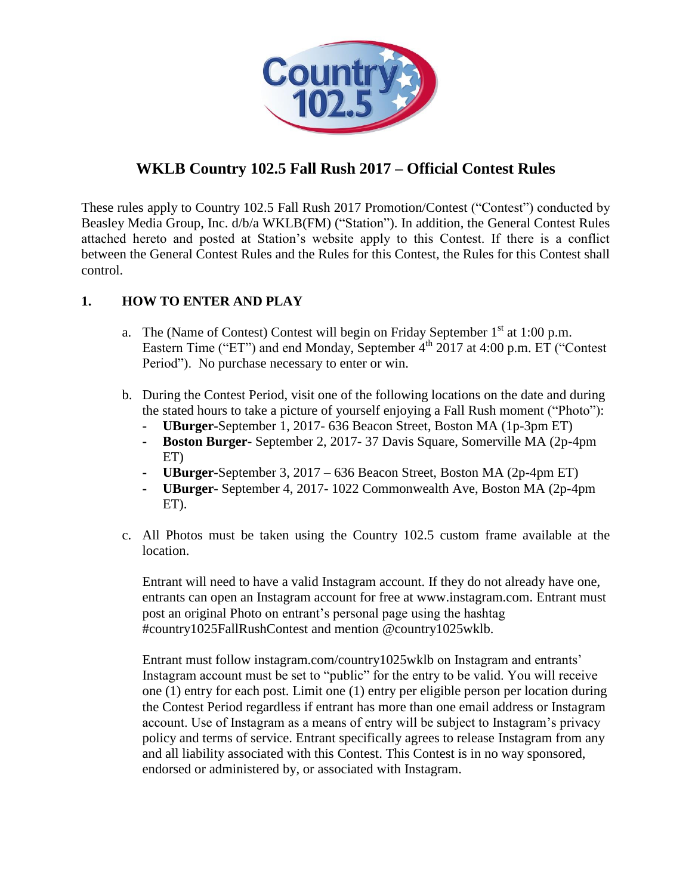# WKLB Country 102.5 Fall Rush 2017 – Official Contest Rules

These rules apply to Country 102.5 Fall Rush 2017 Promotion/Contest ("Contest") conducted by Beasley Media Group, Inc. d/b/a WKLB(FM) ("Station"). In addition, the General Contest Rules attached hereto and posted at Station's website apply to this Contest. If there is a conflict between the General Contest Rules and the Rules for this Contest, the Rules for this Contest shall control.

## 1. HOW TO ENTER AND PLAY

a. The (Name of Contest) Contest will begin on Friday September 1st at 1:00 p.m. Eastern Time ("ET") and end Monday, September 4th 2017 at 4:00 p.m. ET ("Contest Period"). No purchase necessary to enter or win.

b. During the Contest Period, visit one of the following locations on the date and during the stated hours to take a picture of yourself enjoying a Fall Rush moment ("Photo"):
   - **UBurger**-September 1, 2017- 636 Beacon Street, Boston MA (1p-3pm ET)
   - **Boston Burger**- September 2, 2017- 37 Davis Square, Somerville MA (2p-4pm ET)
   - **UBurger**-September 3, 2017 – 636 Beacon Street, Boston MA (2p-4pm ET)
   - **UBurger**- September 4, 2017- 1022 Commonwealth Ave, Boston MA (2p-4pm ET).

c. All Photos must be taken using the Country 102.5 custom frame available at the location.

   Entrant will need to have a valid Instagram account. If they do not already have one, entrants can open an Instagram account for free at www.instagram.com. Entrant must post an original Photo on entrant's personal page using the hashtag #country1025FallRushContest and mention @country1025wklb.

   Entrant must follow instagram.com/country1025wklb on Instagram and entrants' Instagram account must be set to "public" for the entry to be valid. You will receive one (1) entry for each post. Limit one (1) entry per eligible person per location during the Contest Period regardless if entrant has more than one email address or Instagram account. Use of Instagram as a means of entry will be subject to Instagram's privacy policy and terms of service. Entrant specifically agrees to release Instagram from any and all liability associated with this Contest. This Contest is in no way sponsored, endorsed or administered by, or associated with Instagram.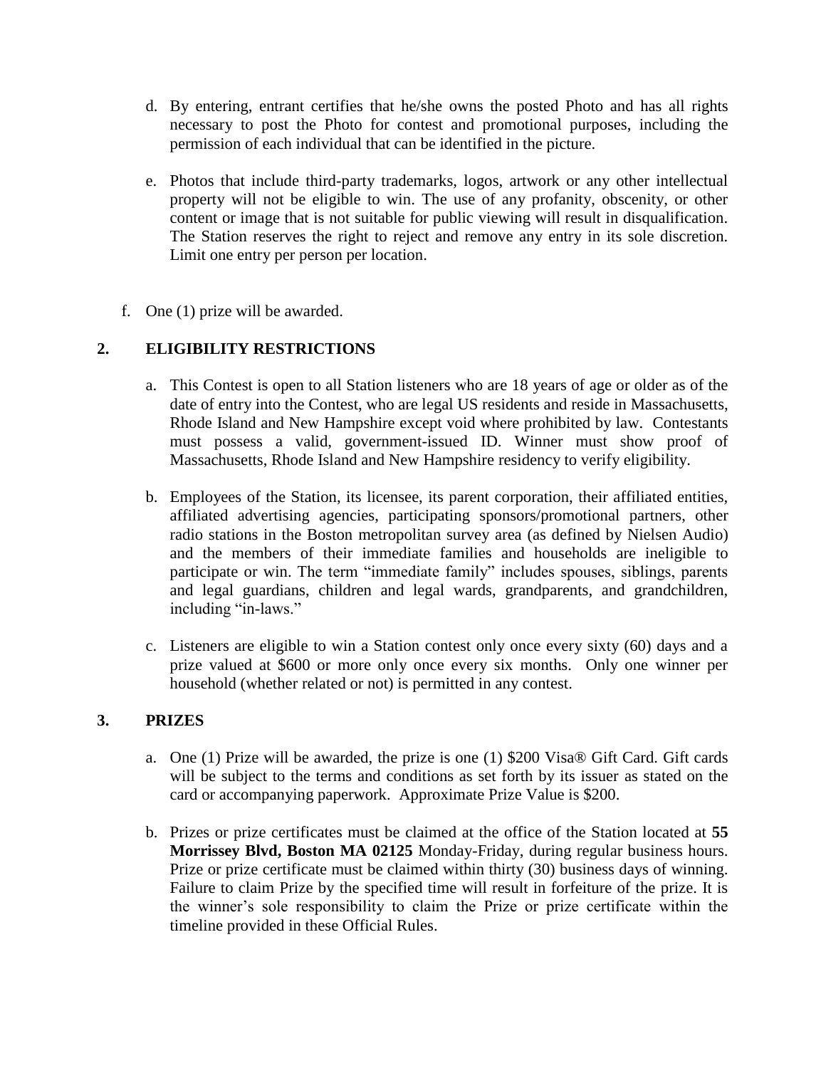d. By entering, entrant certifies that he/she owns the posted Photo and has all rights necessary to post the Photo for contest and promotional purposes, including the permission of each individual that can be identified in the picture.

e. Photos that include third-party trademarks, logos, artwork or any other intellectual property will not be eligible to win. The use of any profanity, obscenity, or other content or image that is not suitable for public viewing will result in disqualification. The Station reserves the right to reject and remove any entry in its sole discretion. Limit one entry per person per location.

f. One (1) prize will be awarded.

## 2. ELIGIBILITY RESTRICTIONS

a. This Contest is open to all Station listeners who are 18 years of age or older as of the date of entry into the Contest, who are legal US residents and reside in Massachusetts, Rhode Island and New Hampshire except void where prohibited by law. Contestants must possess a valid, government-issued ID. Winner must show proof of Massachusetts, Rhode Island and New Hampshire residency to verify eligibility.

b. Employees of the Station, its licensee, its parent corporation, their affiliated entities, affiliated advertising agencies, participating sponsors/promotional partners, other radio stations in the Boston metropolitan survey area (as defined by Nielsen Audio) and the members of their immediate families and households are ineligible to participate or win. The term "immediate family" includes spouses, siblings, parents and legal guardians, children and legal wards, grandparents, and grandchildren, including "in-laws."

c. Listeners are eligible to win a Station contest only once every sixty (60) days and a prize valued at $600 or more only once every six months. Only one winner per household (whether related or not) is permitted in any contest.

## 3. PRIZES

a. One (1) Prize will be awarded, the prize is one (1) $200 Visa® Gift Card. Gift cards will be subject to the terms and conditions as set forth by its issuer as stated on the card or accompanying paperwork. Approximate Prize Value is $200.

b. Prizes or prize certificates must be claimed at the office of the Station located at **55 Morrissey Blvd, Boston MA 02125** Monday-Friday, during regular business hours. Prize or prize certificate must be claimed within thirty (30) business days of winning. Failure to claim Prize by the specified time will result in forfeiture of the prize. It is the winner's sole responsibility to claim the Prize or prize certificate within the timeline provided in these Official Rules.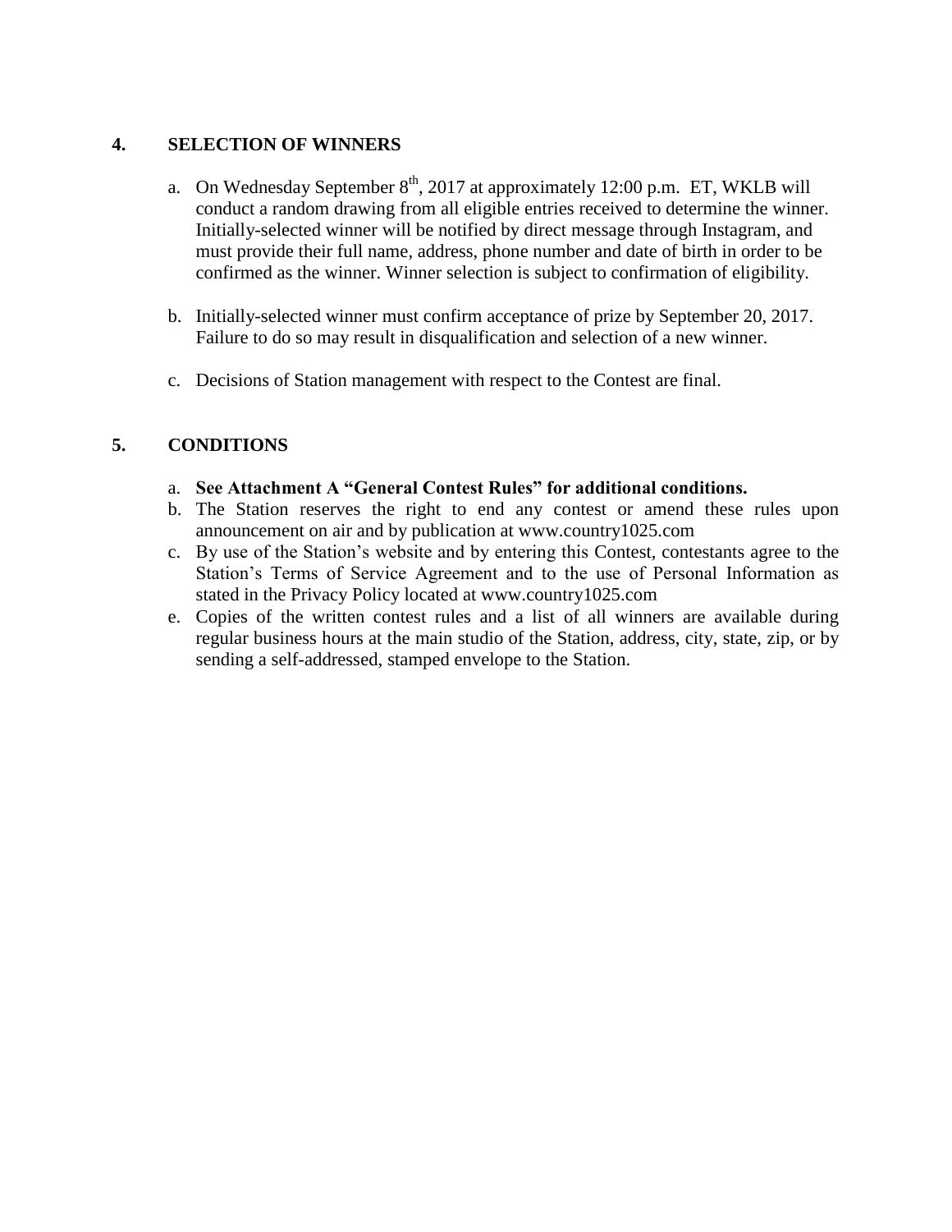## 4. SELECTION OF WINNERS

a. On Wednesday September 8th, 2017 at approximately 12:00 p.m. ET, WKLB will conduct a random drawing from all eligible entries received to determine the winner. Initially-selected winner will be notified by direct message through Instagram, and must provide their full name, address, phone number and date of birth in order to be confirmed as the winner. Winner selection is subject to confirmation of eligibility.

b. Initially-selected winner must confirm acceptance of prize by September 20, 2017. Failure to do so may result in disqualification and selection of a new winner.

c. Decisions of Station management with respect to the Contest are final.

## 5. CONDITIONS

a. **See Attachment A "General Contest Rules" for additional conditions.**

b. The Station reserves the right to end any contest or amend these rules upon announcement on air and by publication at www.country1025.com

c. By use of the Station's website and by entering this Contest, contestants agree to the Station's Terms of Service Agreement and to the use of Personal Information as stated in the Privacy Policy located at www.country1025.com

e. Copies of the written contest rules and a list of all winners are available during regular business hours at the main studio of the Station, address, city, state, zip, or by sending a self-addressed, stamped envelope to the Station.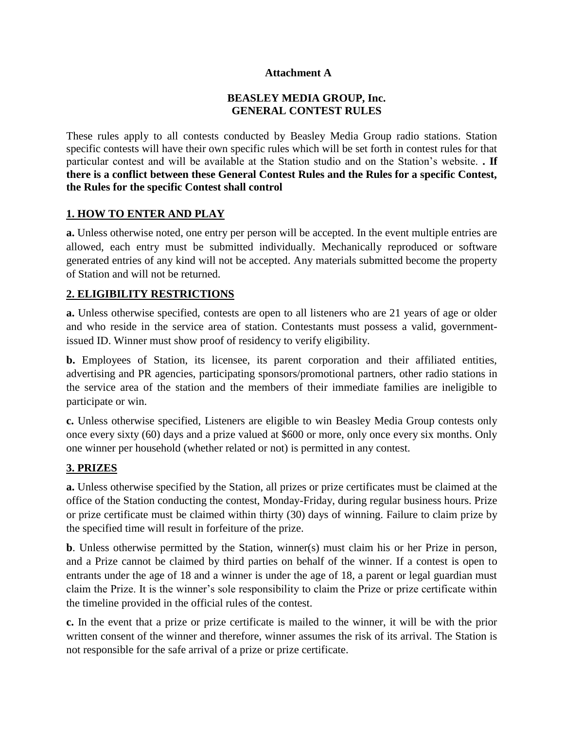**Attachment A**

**BEASLEY MEDIA GROUP, Inc.**
**GENERAL CONTEST RULES**

These rules apply to all contests conducted by Beasley Media Group radio stations. Station specific contests will have their own specific rules which will be set forth in contest rules for that particular contest and will be available at the Station studio and on the Station's website. **. If there is a conflict between these General Contest Rules and the Rules for a specific Contest, the Rules for the specific Contest shall control**

## 1. HOW TO ENTER AND PLAY

**a.** Unless otherwise noted, one entry per person will be accepted. In the event multiple entries are allowed, each entry must be submitted individually. Mechanically reproduced or software generated entries of any kind will not be accepted. Any materials submitted become the property of Station and will not be returned.

## 2. ELIGIBILITY RESTRICTIONS

**a.** Unless otherwise specified, contests are open to all listeners who are 21 years of age or older and who reside in the service area of station. Contestants must possess a valid, government-issued ID. Winner must show proof of residency to verify eligibility.

**b.** Employees of Station, its licensee, its parent corporation and their affiliated entities, advertising and PR agencies, participating sponsors/promotional partners, other radio stations in the service area of the station and the members of their immediate families are ineligible to participate or win.

**c.** Unless otherwise specified, Listeners are eligible to win Beasley Media Group contests only once every sixty (60) days and a prize valued at $600 or more, only once every six months. Only one winner per household (whether related or not) is permitted in any contest.

## 3. PRIZES

**a.** Unless otherwise specified by the Station, all prizes or prize certificates must be claimed at the office of the Station conducting the contest, Monday-Friday, during regular business hours. Prize or prize certificate must be claimed within thirty (30) days of winning. Failure to claim prize by the specified time will result in forfeiture of the prize.

**b**. Unless otherwise permitted by the Station, winner(s) must claim his or her Prize in person, and a Prize cannot be claimed by third parties on behalf of the winner. If a contest is open to entrants under the age of 18 and a winner is under the age of 18, a parent or legal guardian must claim the Prize. It is the winner's sole responsibility to claim the Prize or prize certificate within the timeline provided in the official rules of the contest.

**c.** In the event that a prize or prize certificate is mailed to the winner, it will be with the prior written consent of the winner and therefore, winner assumes the risk of its arrival. The Station is not responsible for the safe arrival of a prize or prize certificate.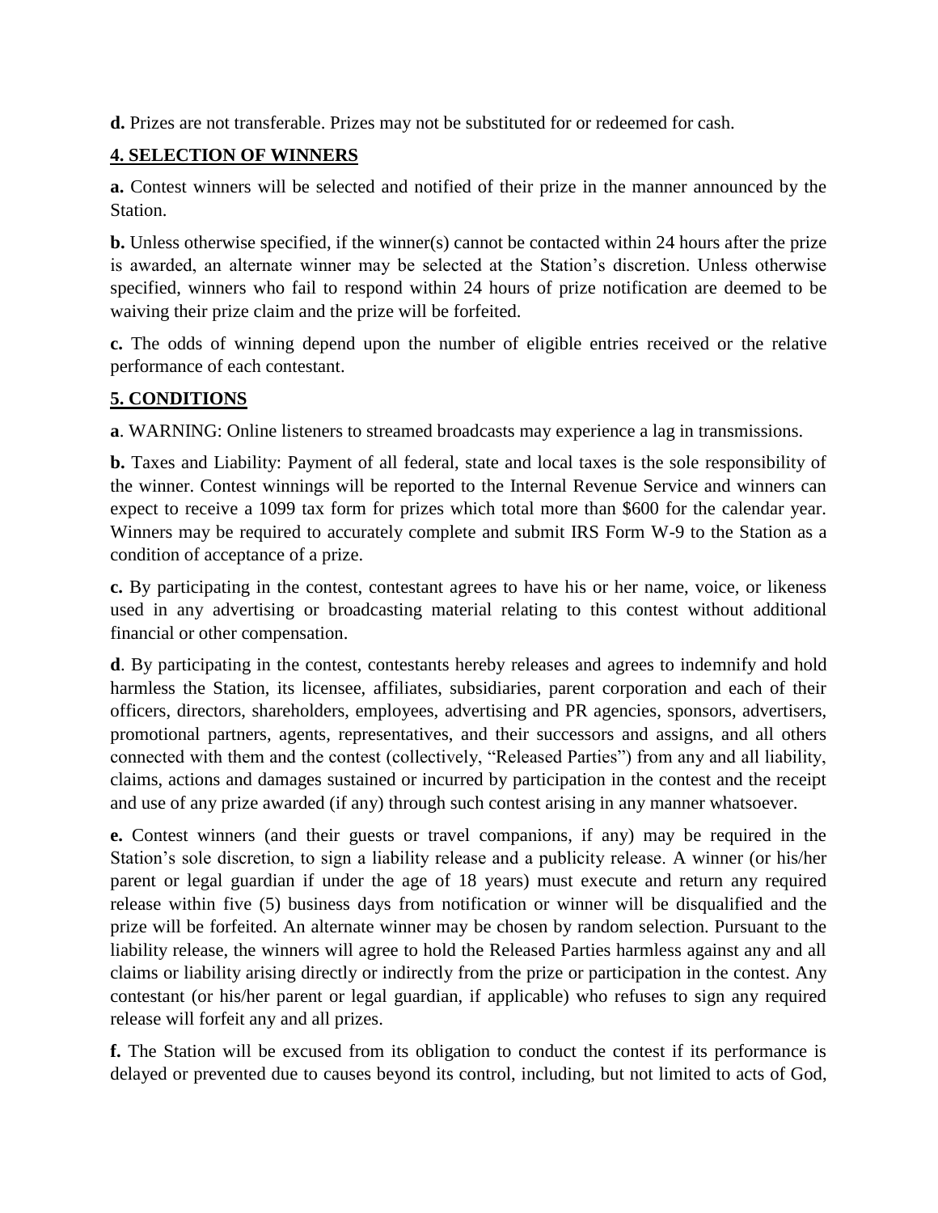**d.** Prizes are not transferable. Prizes may not be substituted for or redeemed for cash.

## 4. SELECTION OF WINNERS

**a.** Contest winners will be selected and notified of their prize in the manner announced by the Station.

**b.** Unless otherwise specified, if the winner(s) cannot be contacted within 24 hours after the prize is awarded, an alternate winner may be selected at the Station's discretion. Unless otherwise specified, winners who fail to respond within 24 hours of prize notification are deemed to be waiving their prize claim and the prize will be forfeited.

**c.** The odds of winning depend upon the number of eligible entries received or the relative performance of each contestant.

## 5. CONDITIONS

**a**. WARNING: Online listeners to streamed broadcasts may experience a lag in transmissions.

**b.** Taxes and Liability: Payment of all federal, state and local taxes is the sole responsibility of the winner. Contest winnings will be reported to the Internal Revenue Service and winners can expect to receive a 1099 tax form for prizes which total more than $600 for the calendar year. Winners may be required to accurately complete and submit IRS Form W-9 to the Station as a condition of acceptance of a prize.

**c.** By participating in the contest, contestant agrees to have his or her name, voice, or likeness used in any advertising or broadcasting material relating to this contest without additional financial or other compensation.

**d**. By participating in the contest, contestants hereby releases and agrees to indemnify and hold harmless the Station, its licensee, affiliates, subsidiaries, parent corporation and each of their officers, directors, shareholders, employees, advertising and PR agencies, sponsors, advertisers, promotional partners, agents, representatives, and their successors and assigns, and all others connected with them and the contest (collectively, "Released Parties") from any and all liability, claims, actions and damages sustained or incurred by participation in the contest and the receipt and use of any prize awarded (if any) through such contest arising in any manner whatsoever.

**e.** Contest winners (and their guests or travel companions, if any) may be required in the Station's sole discretion, to sign a liability release and a publicity release. A winner (or his/her parent or legal guardian if under the age of 18 years) must execute and return any required release within five (5) business days from notification or winner will be disqualified and the prize will be forfeited. An alternate winner may be chosen by random selection. Pursuant to the liability release, the winners will agree to hold the Released Parties harmless against any and all claims or liability arising directly or indirectly from the prize or participation in the contest. Any contestant (or his/her parent or legal guardian, if applicable) who refuses to sign any required release will forfeit any and all prizes.

**f.** The Station will be excused from its obligation to conduct the contest if its performance is delayed or prevented due to causes beyond its control, including, but not limited to acts of God,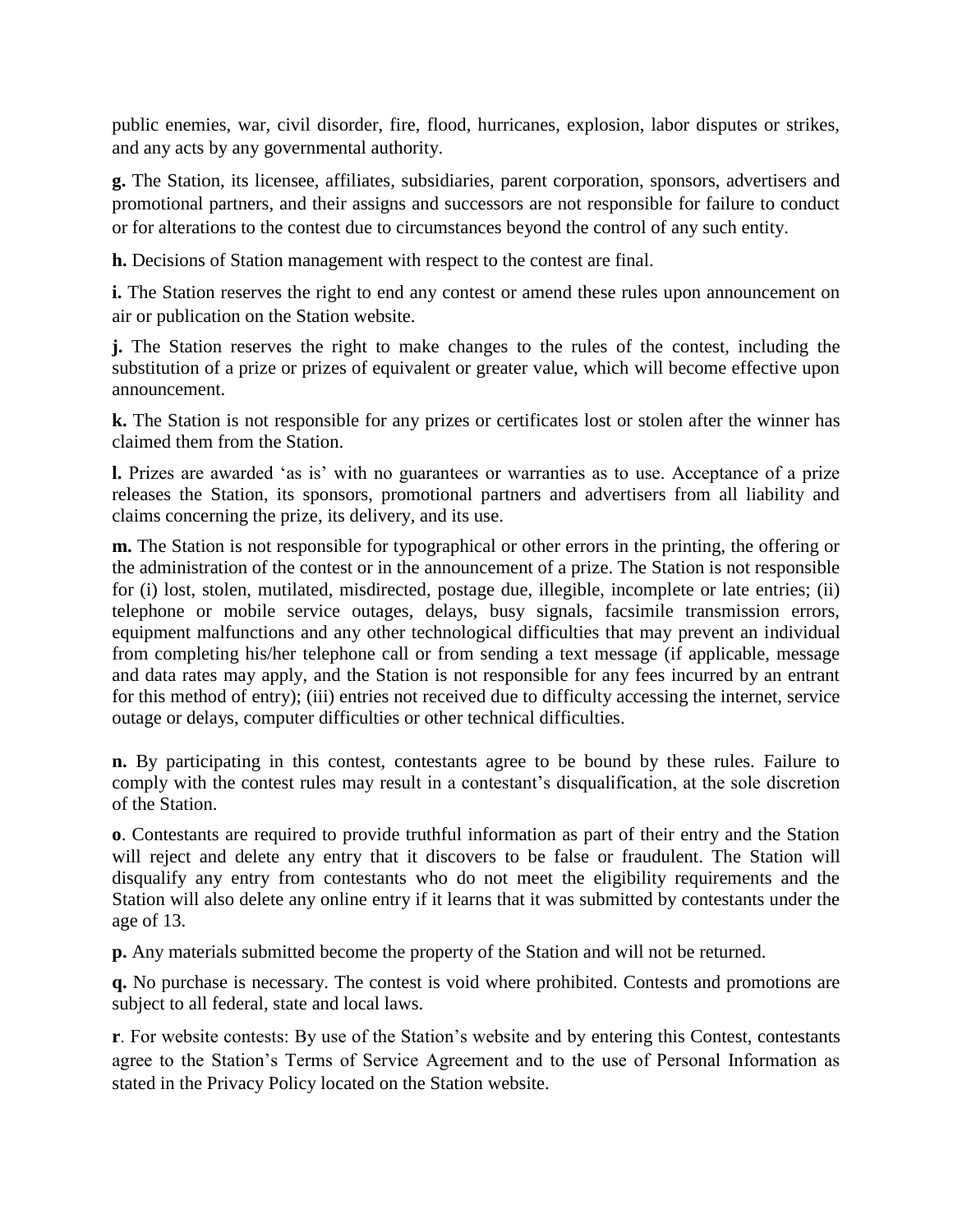public enemies, war, civil disorder, fire, flood, hurricanes, explosion, labor disputes or strikes, and any acts by any governmental authority.

**g.** The Station, its licensee, affiliates, subsidiaries, parent corporation, sponsors, advertisers and promotional partners, and their assigns and successors are not responsible for failure to conduct or for alterations to the contest due to circumstances beyond the control of any such entity.

**h.** Decisions of Station management with respect to the contest are final.

**i.** The Station reserves the right to end any contest or amend these rules upon announcement on air or publication on the Station website.

**j.** The Station reserves the right to make changes to the rules of the contest, including the substitution of a prize or prizes of equivalent or greater value, which will become effective upon announcement.

**k.** The Station is not responsible for any prizes or certificates lost or stolen after the winner has claimed them from the Station.

**l.** Prizes are awarded 'as is' with no guarantees or warranties as to use. Acceptance of a prize releases the Station, its sponsors, promotional partners and advertisers from all liability and claims concerning the prize, its delivery, and its use.

**m.** The Station is not responsible for typographical or other errors in the printing, the offering or the administration of the contest or in the announcement of a prize. The Station is not responsible for (i) lost, stolen, mutilated, misdirected, postage due, illegible, incomplete or late entries; (ii) telephone or mobile service outages, delays, busy signals, facsimile transmission errors, equipment malfunctions and any other technological difficulties that may prevent an individual from completing his/her telephone call or from sending a text message (if applicable, message and data rates may apply, and the Station is not responsible for any fees incurred by an entrant for this method of entry); (iii) entries not received due to difficulty accessing the internet, service outage or delays, computer difficulties or other technical difficulties.

**n.** By participating in this contest, contestants agree to be bound by these rules. Failure to comply with the contest rules may result in a contestant's disqualification, at the sole discretion of the Station.

**o**. Contestants are required to provide truthful information as part of their entry and the Station will reject and delete any entry that it discovers to be false or fraudulent. The Station will disqualify any entry from contestants who do not meet the eligibility requirements and the Station will also delete any online entry if it learns that it was submitted by contestants under the age of 13.

**p.** Any materials submitted become the property of the Station and will not be returned.

**q.** No purchase is necessary. The contest is void where prohibited. Contests and promotions are subject to all federal, state and local laws.

**r**. For website contests: By use of the Station's website and by entering this Contest, contestants agree to the Station's Terms of Service Agreement and to the use of Personal Information as stated in the Privacy Policy located on the Station website.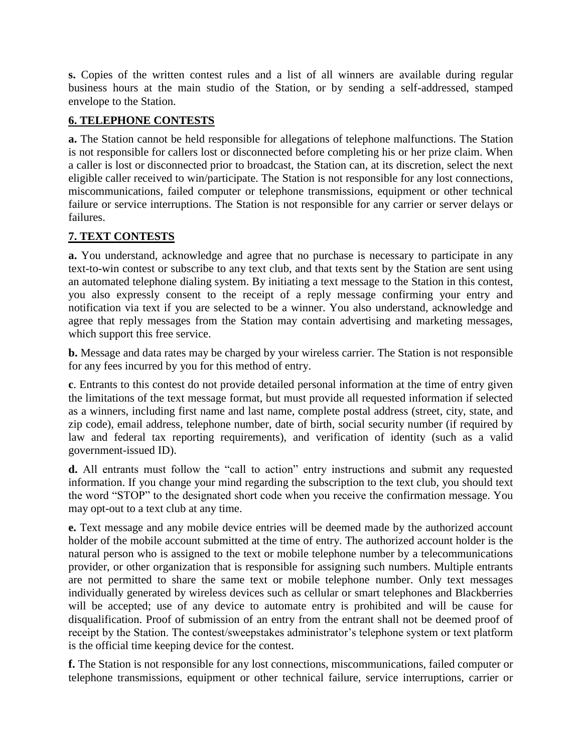**s.** Copies of the written contest rules and a list of all winners are available during regular business hours at the main studio of the Station, or by sending a self-addressed, stamped envelope to the Station.

## 6. TELEPHONE CONTESTS

**a.** The Station cannot be held responsible for allegations of telephone malfunctions. The Station is not responsible for callers lost or disconnected before completing his or her prize claim. When a caller is lost or disconnected prior to broadcast, the Station can, at its discretion, select the next eligible caller received to win/participate. The Station is not responsible for any lost connections, miscommunications, failed computer or telephone transmissions, equipment or other technical failure or service interruptions. The Station is not responsible for any carrier or server delays or failures.

## 7. TEXT CONTESTS

**a.** You understand, acknowledge and agree that no purchase is necessary to participate in any text-to-win contest or subscribe to any text club, and that texts sent by the Station are sent using an automated telephone dialing system. By initiating a text message to the Station in this contest, you also expressly consent to the receipt of a reply message confirming your entry and notification via text if you are selected to be a winner. You also understand, acknowledge and agree that reply messages from the Station may contain advertising and marketing messages, which support this free service.

**b.** Message and data rates may be charged by your wireless carrier. The Station is not responsible for any fees incurred by you for this method of entry.

**c**. Entrants to this contest do not provide detailed personal information at the time of entry given the limitations of the text message format, but must provide all requested information if selected as a winners, including first name and last name, complete postal address (street, city, state, and zip code), email address, telephone number, date of birth, social security number (if required by law and federal tax reporting requirements), and verification of identity (such as a valid government-issued ID).

**d.** All entrants must follow the "call to action" entry instructions and submit any requested information. If you change your mind regarding the subscription to the text club, you should text the word "STOP" to the designated short code when you receive the confirmation message. You may opt-out to a text club at any time.

**e.** Text message and any mobile device entries will be deemed made by the authorized account holder of the mobile account submitted at the time of entry. The authorized account holder is the natural person who is assigned to the text or mobile telephone number by a telecommunications provider, or other organization that is responsible for assigning such numbers. Multiple entrants are not permitted to share the same text or mobile telephone number. Only text messages individually generated by wireless devices such as cellular or smart telephones and Blackberries will be accepted; use of any device to automate entry is prohibited and will be cause for disqualification. Proof of submission of an entry from the entrant shall not be deemed proof of receipt by the Station. The contest/sweepstakes administrator's telephone system or text platform is the official time keeping device for the contest.

**f.** The Station is not responsible for any lost connections, miscommunications, failed computer or telephone transmissions, equipment or other technical failure, service interruptions, carrier or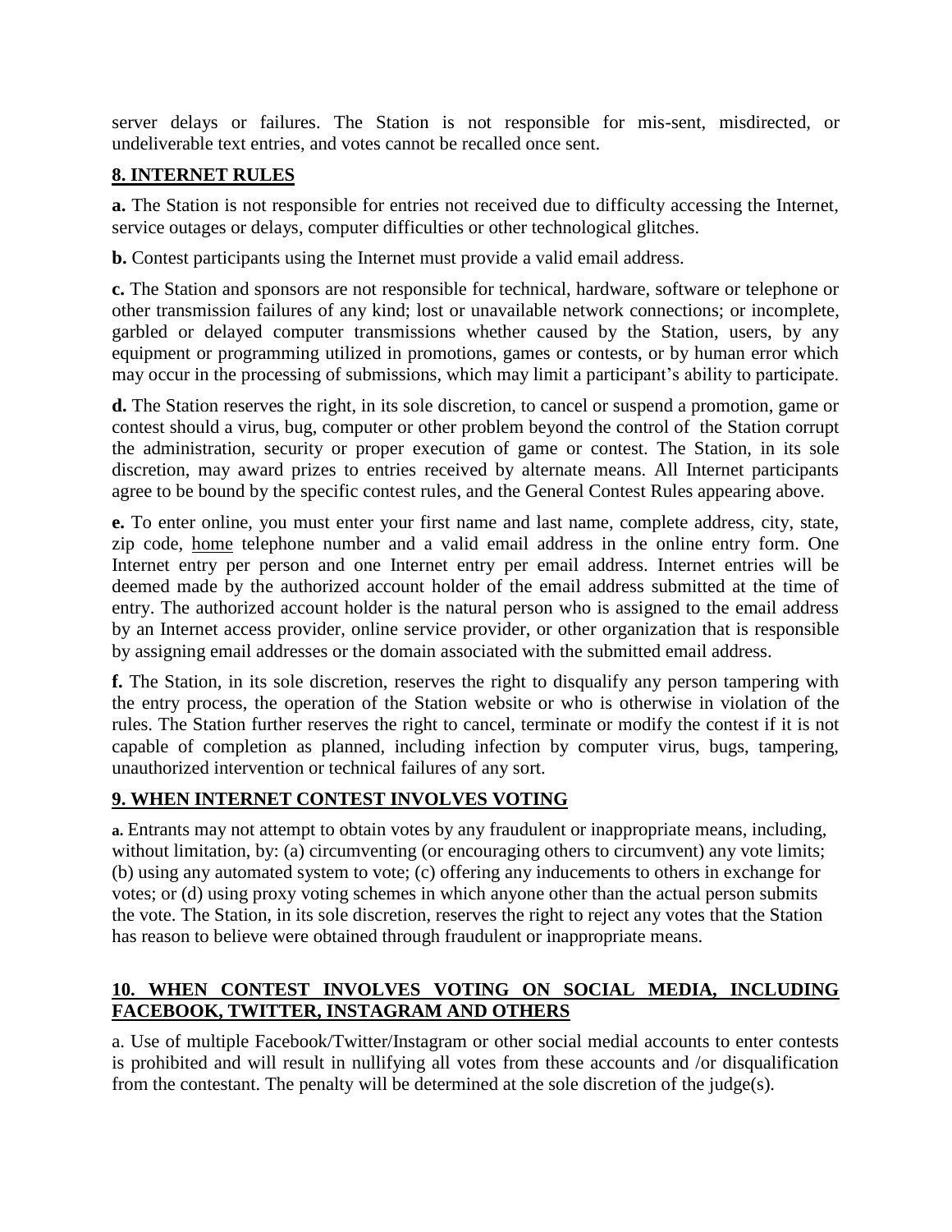server delays or failures. The Station is not responsible for mis-sent, misdirected, or undeliverable text entries, and votes cannot be recalled once sent.

## 8. INTERNET RULES

**a.** The Station is not responsible for entries not received due to difficulty accessing the Internet, service outages or delays, computer difficulties or other technological glitches.

**b.** Contest participants using the Internet must provide a valid email address.

**c.** The Station and sponsors are not responsible for technical, hardware, software or telephone or other transmission failures of any kind; lost or unavailable network connections; or incomplete, garbled or delayed computer transmissions whether caused by the Station, users, by any equipment or programming utilized in promotions, games or contests, or by human error which may occur in the processing of submissions, which may limit a participant's ability to participate.

**d.** The Station reserves the right, in its sole discretion, to cancel or suspend a promotion, game or contest should a virus, bug, computer or other problem beyond the control of the Station corrupt the administration, security or proper execution of game or contest. The Station, in its sole discretion, may award prizes to entries received by alternate means. All Internet participants agree to be bound by the specific contest rules, and the General Contest Rules appearing above.

**e.** To enter online, you must enter your first name and last name, complete address, city, state, zip code, <u>home</u> telephone number and a valid email address in the online entry form. One Internet entry per person and one Internet entry per email address. Internet entries will be deemed made by the authorized account holder of the email address submitted at the time of entry. The authorized account holder is the natural person who is assigned to the email address by an Internet access provider, online service provider, or other organization that is responsible by assigning email addresses or the domain associated with the submitted email address.

**f.** The Station, in its sole discretion, reserves the right to disqualify any person tampering with the entry process, the operation of the Station website or who is otherwise in violation of the rules. The Station further reserves the right to cancel, terminate or modify the contest if it is not capable of completion as planned, including infection by computer virus, bugs, tampering, unauthorized intervention or technical failures of any sort.

## 9. WHEN INTERNET CONTEST INVOLVES VOTING

**a.** Entrants may not attempt to obtain votes by any fraudulent or inappropriate means, including, without limitation, by: (a) circumventing (or encouraging others to circumvent) any vote limits; (b) using any automated system to vote; (c) offering any inducements to others in exchange for votes; or (d) using proxy voting schemes in which anyone other than the actual person submits the vote. The Station, in its sole discretion, reserves the right to reject any votes that the Station has reason to believe were obtained through fraudulent or inappropriate means.

## 10. WHEN CONTEST INVOLVES VOTING ON SOCIAL MEDIA, INCLUDING FACEBOOK, TWITTER, INSTAGRAM AND OTHERS

a. Use of multiple Facebook/Twitter/Instagram or other social medial accounts to enter contests is prohibited and will result in nullifying all votes from these accounts and /or disqualification from the contestant. The penalty will be determined at the sole discretion of the judge(s).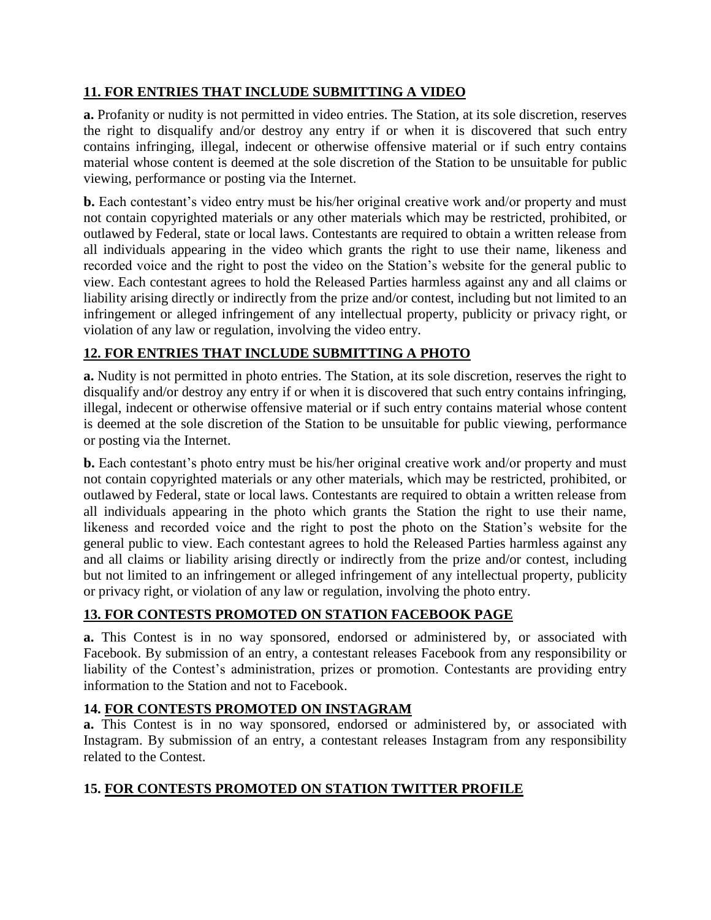## 11. FOR ENTRIES THAT INCLUDE SUBMITTING A VIDEO

**a.** Profanity or nudity is not permitted in video entries. The Station, at its sole discretion, reserves the right to disqualify and/or destroy any entry if or when it is discovered that such entry contains infringing, illegal, indecent or otherwise offensive material or if such entry contains material whose content is deemed at the sole discretion of the Station to be unsuitable for public viewing, performance or posting via the Internet.

**b.** Each contestant's video entry must be his/her original creative work and/or property and must not contain copyrighted materials or any other materials which may be restricted, prohibited, or outlawed by Federal, state or local laws. Contestants are required to obtain a written release from all individuals appearing in the video which grants the right to use their name, likeness and recorded voice and the right to post the video on the Station's website for the general public to view. Each contestant agrees to hold the Released Parties harmless against any and all claims or liability arising directly or indirectly from the prize and/or contest, including but not limited to an infringement or alleged infringement of any intellectual property, publicity or privacy right, or violation of any law or regulation, involving the video entry.

## 12. FOR ENTRIES THAT INCLUDE SUBMITTING A PHOTO

**a.** Nudity is not permitted in photo entries. The Station, at its sole discretion, reserves the right to disqualify and/or destroy any entry if or when it is discovered that such entry contains infringing, illegal, indecent or otherwise offensive material or if such entry contains material whose content is deemed at the sole discretion of the Station to be unsuitable for public viewing, performance or posting via the Internet.

**b.** Each contestant's photo entry must be his/her original creative work and/or property and must not contain copyrighted materials or any other materials, which may be restricted, prohibited, or outlawed by Federal, state or local laws. Contestants are required to obtain a written release from all individuals appearing in the photo which grants the Station the right to use their name, likeness and recorded voice and the right to post the photo on the Station's website for the general public to view. Each contestant agrees to hold the Released Parties harmless against any and all claims or liability arising directly or indirectly from the prize and/or contest, including but not limited to an infringement or alleged infringement of any intellectual property, publicity or privacy right, or violation of any law or regulation, involving the photo entry.

## 13. FOR CONTESTS PROMOTED ON STATION FACEBOOK PAGE

**a.** This Contest is in no way sponsored, endorsed or administered by, or associated with Facebook. By submission of an entry, a contestant releases Facebook from any responsibility or liability of the Contest's administration, prizes or promotion. Contestants are providing entry information to the Station and not to Facebook.

## 14. FOR CONTESTS PROMOTED ON INSTAGRAM

**a.** This Contest is in no way sponsored, endorsed or administered by, or associated with Instagram. By submission of an entry, a contestant releases Instagram from any responsibility related to the Contest.

## 15. FOR CONTESTS PROMOTED ON STATION TWITTER PROFILE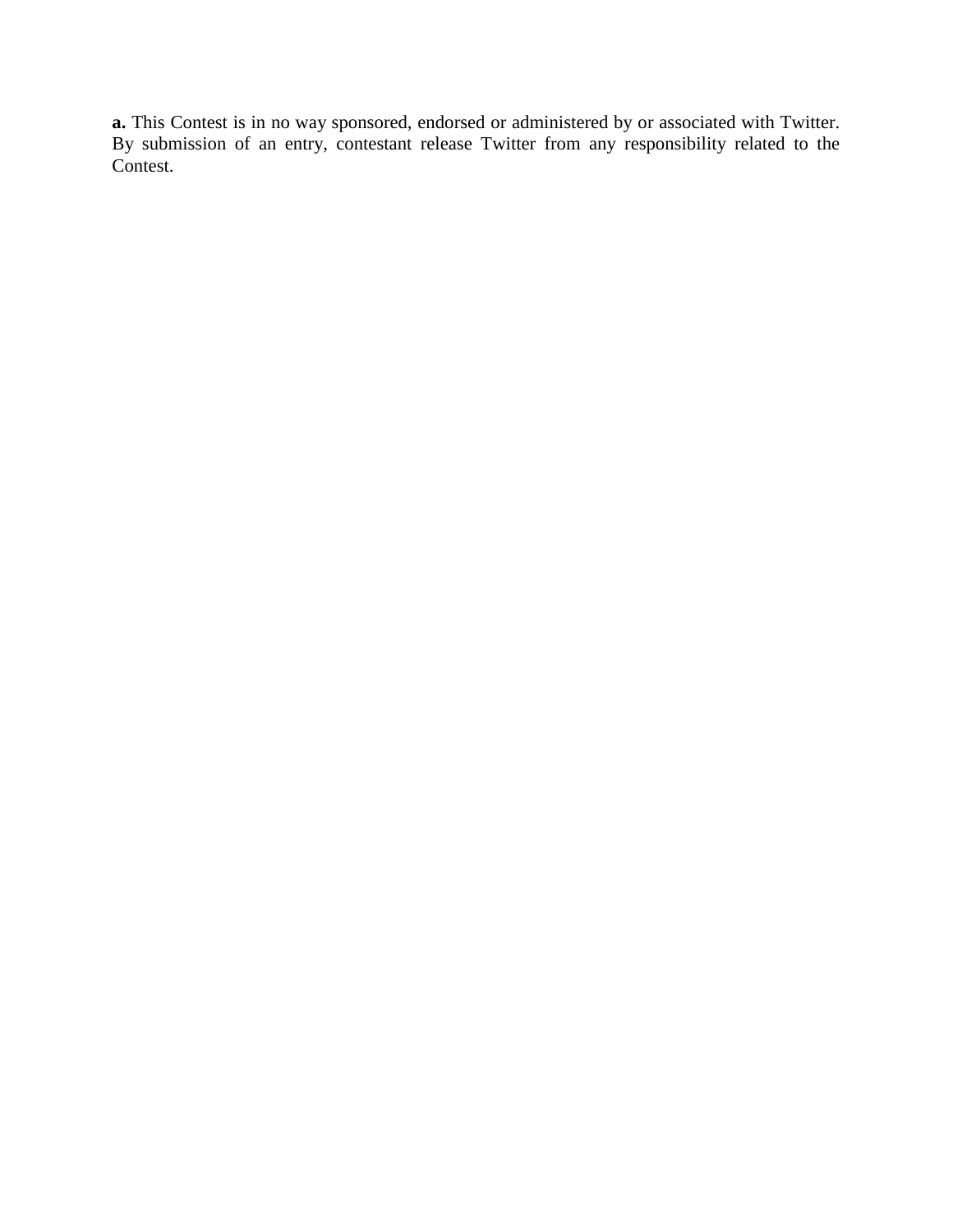**a.** This Contest is in no way sponsored, endorsed or administered by or associated with Twitter. By submission of an entry, contestant release Twitter from any responsibility related to the Contest.